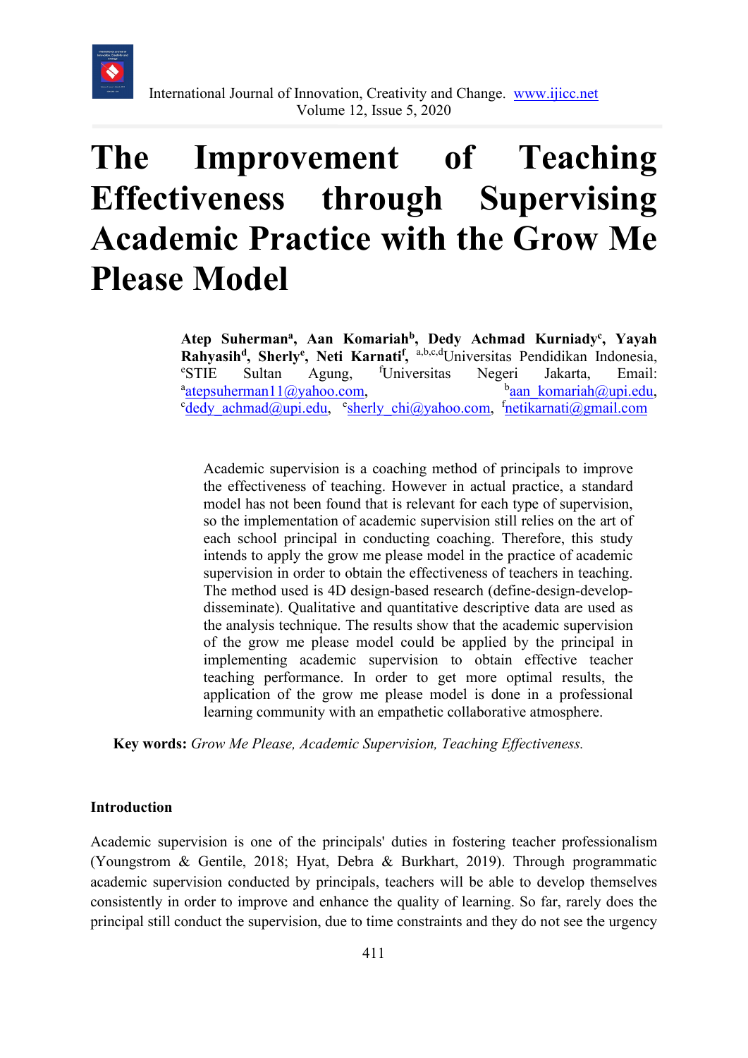# The Improvement of Teaching Effectiveness through Supervising Academic Practice with the Grow Me Please Model

**Atep Suherman[a], Aan Komariah[b], Dedy Achmad Kurniady[c], Yayah Rahyasih[d], Sherly[e], Neti Karnati[f]**, [a,b,c,d]Universitas Pendidikan Indonesia, [e]STIE Sultan Agung, [f]Universitas Negeri Jakarta, Email: [a]atepsuherman11@yahoo.com, [b]aan_komariah@upi.edu, [c]dedy_achmad@upi.edu, [e]sherly_chi@yahoo.com, [f]netikarnati@gmail.com

Academic supervision is a coaching method of principals to improve the effectiveness of teaching. However in actual practice, a standard model has not been found that is relevant for each type of supervision, so the implementation of academic supervision still relies on the art of each school principal in conducting coaching. Therefore, this study intends to apply the grow me please model in the practice of academic supervision in order to obtain the effectiveness of teachers in teaching. The method used is 4D design-based research (define-design-develop-disseminate). Qualitative and quantitative descriptive data are used as the analysis technique. The results show that the academic supervision of the grow me please model could be applied by the principal in implementing academic supervision to obtain effective teacher teaching performance. In order to get more optimal results, the application of the grow me please model is done in a professional learning community with an empathetic collaborative atmosphere.

**Key words:** *Grow Me Please, Academic Supervision, Teaching Effectiveness.*

## Introduction

Academic supervision is one of the principals' duties in fostering teacher professionalism (Youngstrom & Gentile, 2018; Hyat, Debra & Burkhart, 2019). Through programmatic academic supervision conducted by principals, teachers will be able to develop themselves consistently in order to improve and enhance the quality of learning. So far, rarely does the principal still conduct the supervision, due to time constraints and they do not see the urgency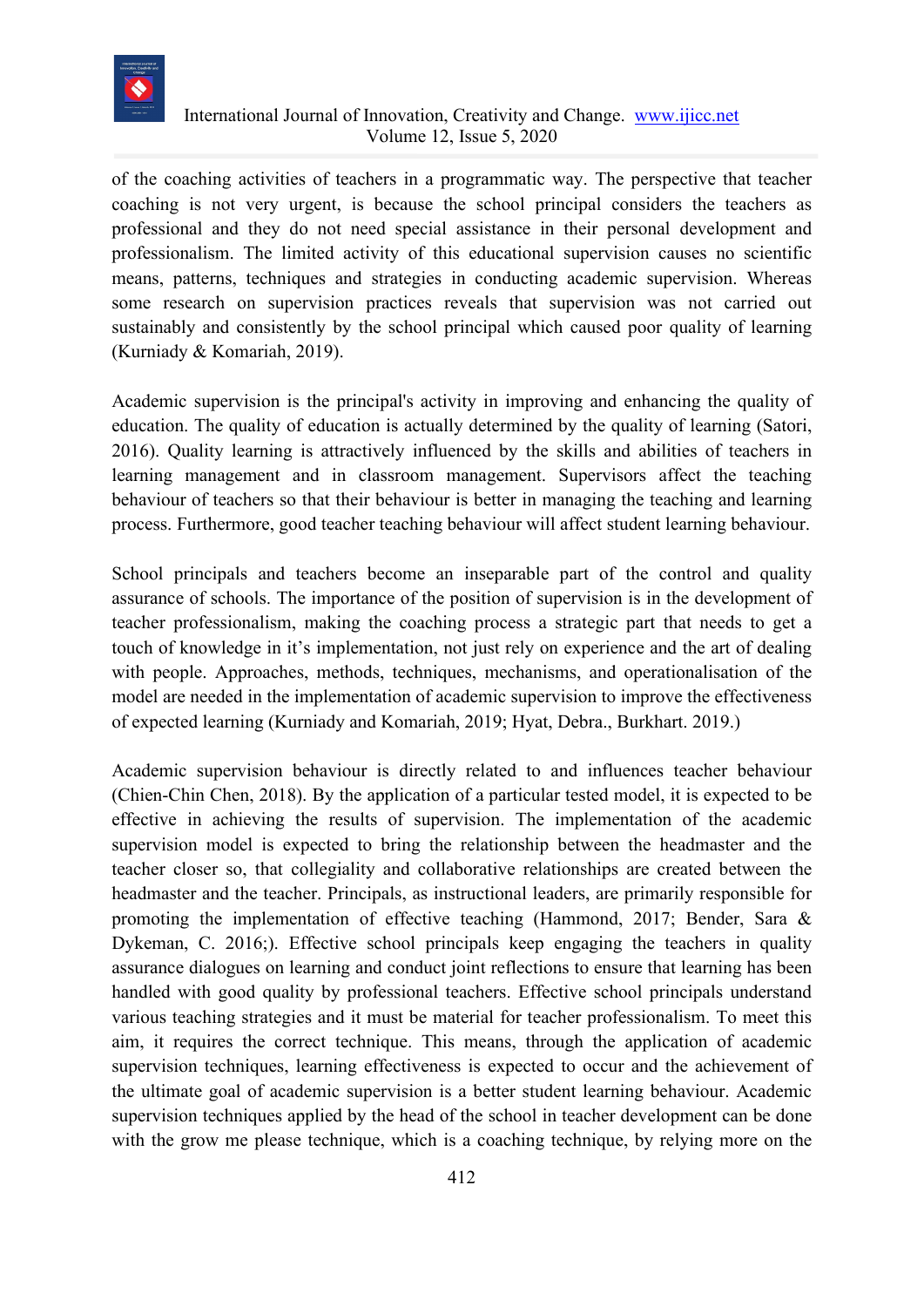of the coaching activities of teachers in a programmatic way. The perspective that teacher coaching is not very urgent, is because the school principal considers the teachers as professional and they do not need special assistance in their personal development and professionalism. The limited activity of this educational supervision causes no scientific means, patterns, techniques and strategies in conducting academic supervision. Whereas some research on supervision practices reveals that supervision was not carried out sustainably and consistently by the school principal which caused poor quality of learning (Kurniady & Komariah, 2019).

Academic supervision is the principal's activity in improving and enhancing the quality of education. The quality of education is actually determined by the quality of learning (Satori, 2016). Quality learning is attractively influenced by the skills and abilities of teachers in learning management and in classroom management. Supervisors affect the teaching behaviour of teachers so that their behaviour is better in managing the teaching and learning process. Furthermore, good teacher teaching behaviour will affect student learning behaviour.

School principals and teachers become an inseparable part of the control and quality assurance of schools. The importance of the position of supervision is in the development of teacher professionalism, making the coaching process a strategic part that needs to get a touch of knowledge in it's implementation, not just rely on experience and the art of dealing with people. Approaches, methods, techniques, mechanisms, and operationalisation of the model are needed in the implementation of academic supervision to improve the effectiveness of expected learning (Kurniady and Komariah, 2019; Hyat, Debra., Burkhart. 2019.)

Academic supervision behaviour is directly related to and influences teacher behaviour (Chien-Chin Chen, 2018). By the application of a particular tested model, it is expected to be effective in achieving the results of supervision. The implementation of the academic supervision model is expected to bring the relationship between the headmaster and the teacher closer so, that collegiality and collaborative relationships are created between the headmaster and the teacher. Principals, as instructional leaders, are primarily responsible for promoting the implementation of effective teaching (Hammond, 2017; Bender, Sara & Dykeman, C. 2016;). Effective school principals keep engaging the teachers in quality assurance dialogues on learning and conduct joint reflections to ensure that learning has been handled with good quality by professional teachers. Effective school principals understand various teaching strategies and it must be material for teacher professionalism. To meet this aim, it requires the correct technique. This means, through the application of academic supervision techniques, learning effectiveness is expected to occur and the achievement of the ultimate goal of academic supervision is a better student learning behaviour. Academic supervision techniques applied by the head of the school in teacher development can be done with the grow me please technique, which is a coaching technique, by relying more on the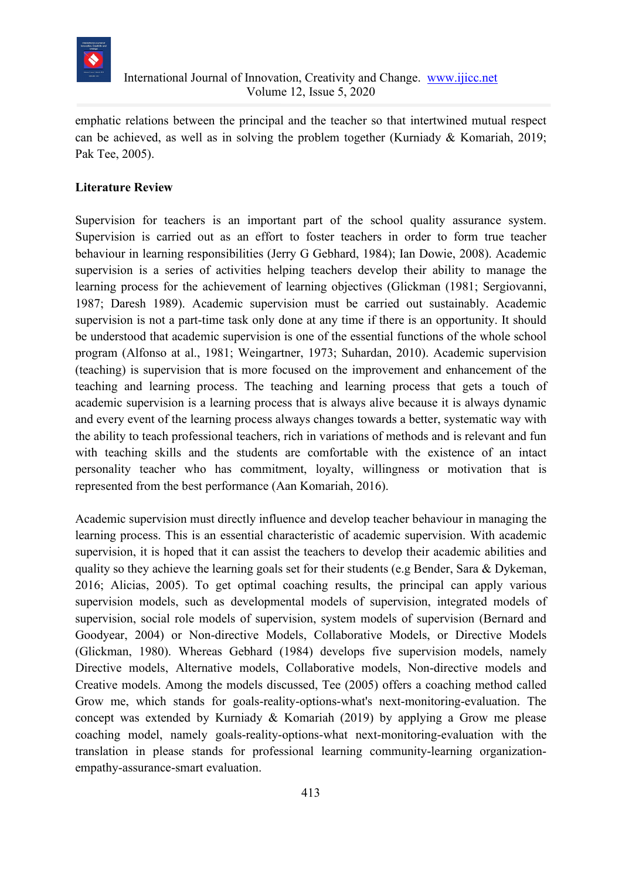emphatic relations between the principal and the teacher so that intertwined mutual respect can be achieved, as well as in solving the problem together (Kurniady & Komariah, 2019; Pak Tee, 2005).

## Literature Review

Supervision for teachers is an important part of the school quality assurance system. Supervision is carried out as an effort to foster teachers in order to form true teacher behaviour in learning responsibilities (Jerry G Gebhard, 1984); Ian Dowie, 2008). Academic supervision is a series of activities helping teachers develop their ability to manage the learning process for the achievement of learning objectives (Glickman (1981; Sergiovanni, 1987; Daresh 1989). Academic supervision must be carried out sustainably. Academic supervision is not a part-time task only done at any time if there is an opportunity. It should be understood that academic supervision is one of the essential functions of the whole school program (Alfonso at al., 1981; Weingartner, 1973; Suhardan, 2010). Academic supervision (teaching) is supervision that is more focused on the improvement and enhancement of the teaching and learning process. The teaching and learning process that gets a touch of academic supervision is a learning process that is always alive because it is always dynamic and every event of the learning process always changes towards a better, systematic way with the ability to teach professional teachers, rich in variations of methods and is relevant and fun with teaching skills and the students are comfortable with the existence of an intact personality teacher who has commitment, loyalty, willingness or motivation that is represented from the best performance (Aan Komariah, 2016).

Academic supervision must directly influence and develop teacher behaviour in managing the learning process. This is an essential characteristic of academic supervision. With academic supervision, it is hoped that it can assist the teachers to develop their academic abilities and quality so they achieve the learning goals set for their students (e.g Bender, Sara & Dykeman, 2016; Alicias, 2005). To get optimal coaching results, the principal can apply various supervision models, such as developmental models of supervision, integrated models of supervision, social role models of supervision, system models of supervision (Bernard and Goodyear, 2004) or Non-directive Models, Collaborative Models, or Directive Models (Glickman, 1980). Whereas Gebhard (1984) develops five supervision models, namely Directive models, Alternative models, Collaborative models, Non-directive models and Creative models. Among the models discussed, Tee (2005) offers a coaching method called Grow me, which stands for goals-reality-options-what's next-monitoring-evaluation. The concept was extended by Kurniady & Komariah (2019) by applying a Grow me please coaching model, namely goals-reality-options-what next-monitoring-evaluation with the translation in please stands for professional learning community-learning organization-empathy-assurance-smart evaluation.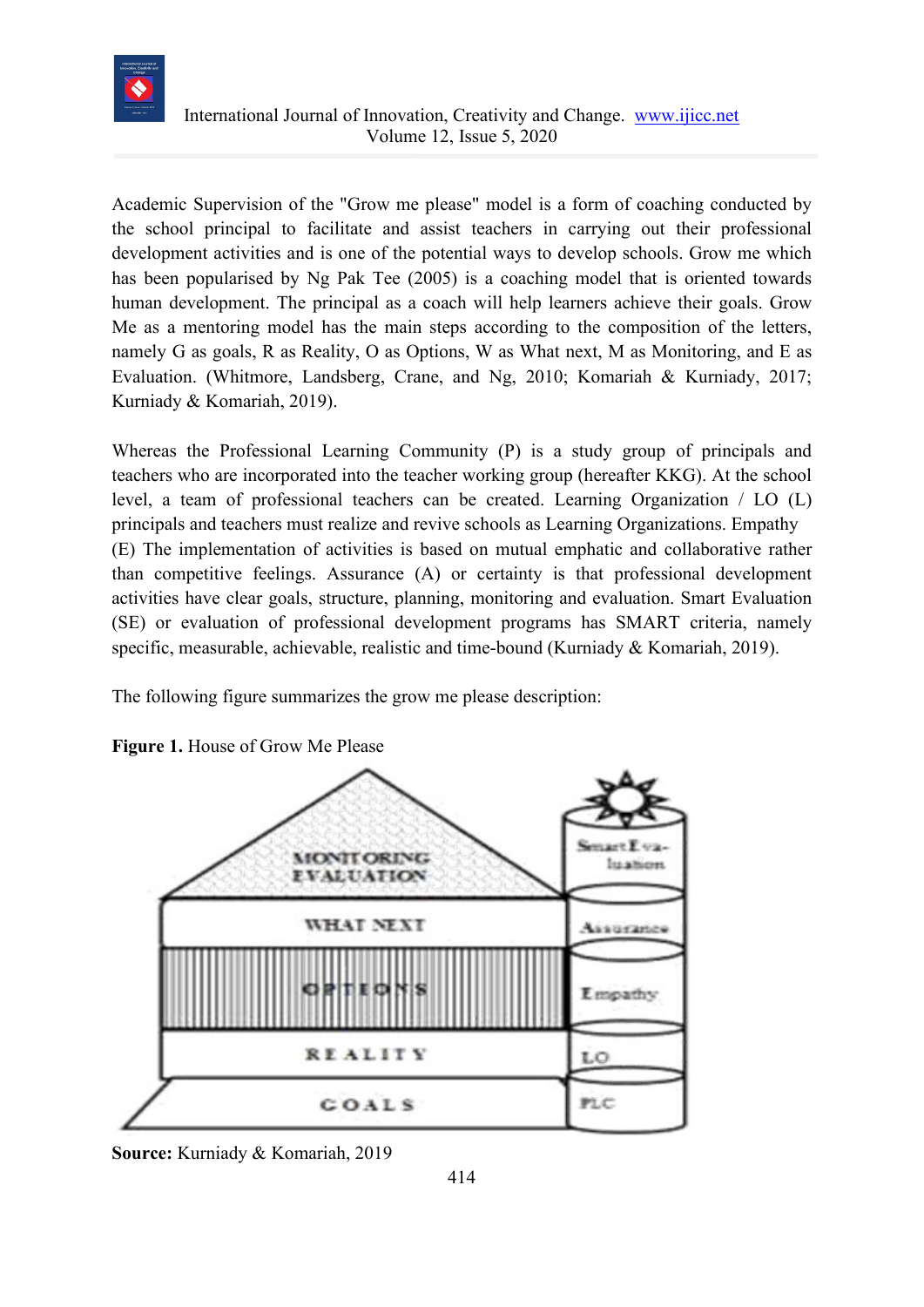Academic Supervision of the "Grow me please" model is a form of coaching conducted by the school principal to facilitate and assist teachers in carrying out their professional development activities and is one of the potential ways to develop schools. Grow me which has been popularised by Ng Pak Tee (2005) is a coaching model that is oriented towards human development. The principal as a coach will help learners achieve their goals. Grow Me as a mentoring model has the main steps according to the composition of the letters, namely G as goals, R as Reality, O as Options, W as What next, M as Monitoring, and E as Evaluation. (Whitmore, Landsberg, Crane, and Ng, 2010; Komariah & Kurniady, 2017; Kurniady & Komariah, 2019).

Whereas the Professional Learning Community (P) is a study group of principals and teachers who are incorporated into the teacher working group (hereafter KKG). At the school level, a team of professional teachers can be created. Learning Organization / LO (L) principals and teachers must realize and revive schools as Learning Organizations. Empathy (E) The implementation of activities is based on mutual emphatic and collaborative rather than competitive feelings. Assurance (A) or certainty is that professional development activities have clear goals, structure, planning, monitoring and evaluation. Smart Evaluation (SE) or evaluation of professional development programs has SMART criteria, namely specific, measurable, achievable, realistic and time-bound (Kurniady & Komariah, 2019).

The following figure summarizes the grow me please description:

**Figure 1.** House of Grow Me Please

MONITORING EVALUATION | WHAT NEXT | OPTIONS | REALITY | GOALS

Smart Evaluation | Assurance | Empathy | LO | PLC

**Source:** Kurniady & Komariah, 2019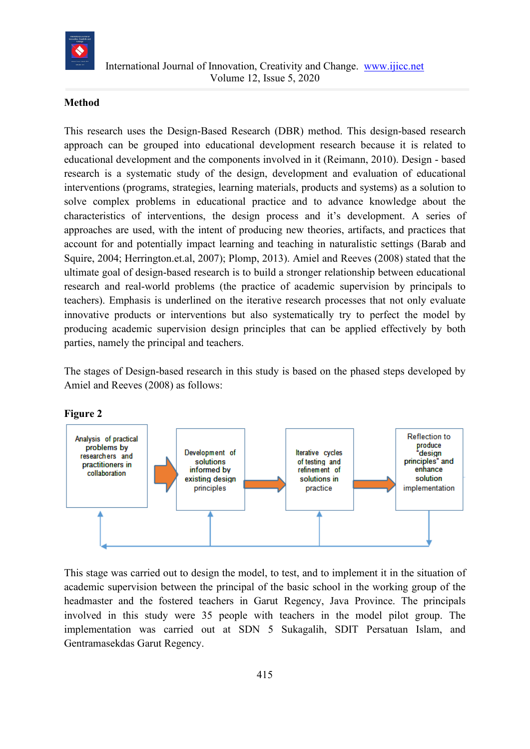## Method

This research uses the Design-Based Research (DBR) method. This design-based research approach can be grouped into educational development research because it is related to educational development and the components involved in it (Reimann, 2010). Design - based research is a systematic study of the design, development and evaluation of educational interventions (programs, strategies, learning materials, products and systems) as a solution to solve complex problems in educational practice and to advance knowledge about the characteristics of interventions, the design process and it's development. A series of approaches are used, with the intent of producing new theories, artifacts, and practices that account for and potentially impact learning and teaching in naturalistic settings (Barab and Squire, 2004; Herrington.et.al, 2007); Plomp, 2013). Amiel and Reeves (2008) stated that the ultimate goal of design-based research is to build a stronger relationship between educational research and real-world problems (the practice of academic supervision by principals to teachers). Emphasis is underlined on the iterative research processes that not only evaluate innovative products or interventions but also systematically try to perfect the model by producing academic supervision design principles that can be applied effectively by both parties, namely the principal and teachers.

The stages of Design-based research in this study is based on the phased steps developed by Amiel and Reeves (2008) as follows:

**Figure 2**

Analysis of practical problems by researchers and practitioners in collaboration → Development of solutions informed by existing design principles → Iterative cycles of testing and refinement of solutions in practice → Reflection to produce "design principles" and enhance solution implementation

This stage was carried out to design the model, to test, and to implement it in the situation of academic supervision between the principal of the basic school in the working group of the headmaster and the fostered teachers in Garut Regency, Java Province. The principals involved in this study were 35 people with teachers in the model pilot group. The implementation was carried out at SDN 5 Sukagalih, SDIT Persatuan Islam, and Gentramasekdas Garut Regency.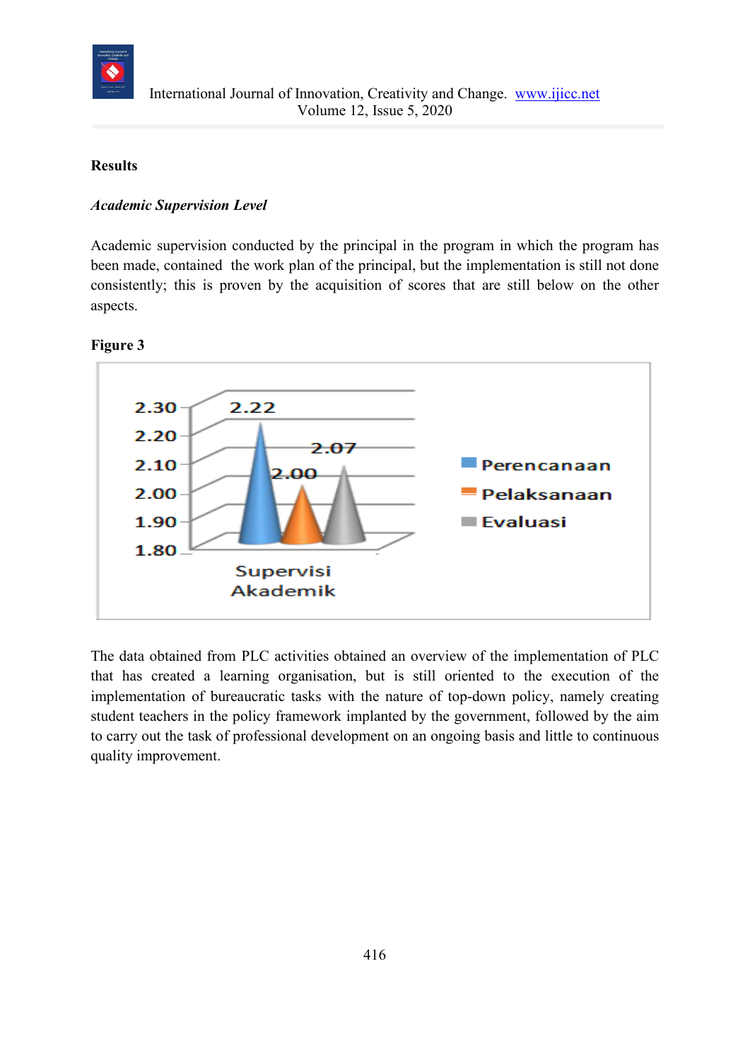## Results

### *Academic Supervision Level*

Academic supervision conducted by the principal in the program in which the program has been made, contained the work plan of the principal, but the implementation is still not done consistently; this is proven by the acquisition of scores that are still below on the other aspects.

**Figure 3**

The data obtained from PLC activities obtained an overview of the implementation of PLC that has created a learning organisation, but is still oriented to the execution of the implementation of bureaucratic tasks with the nature of top-down policy, namely creating student teachers in the policy framework implanted by the government, followed by the aim to carry out the task of professional development on an ongoing basis and little to continuous quality improvement.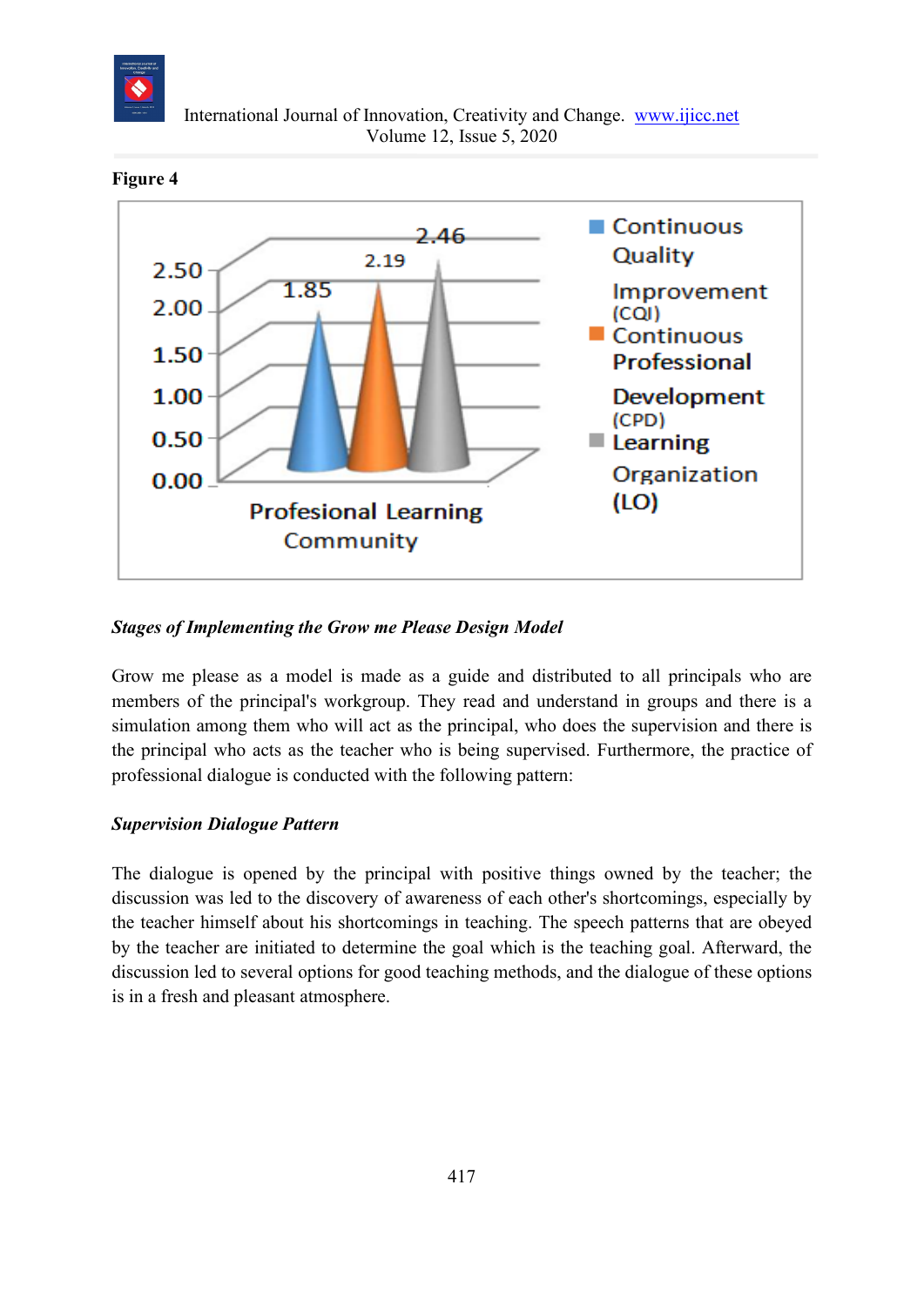**Figure 4**

*Stages of Implementing the Grow me Please Design Model*

Grow me please as a model is made as a guide and distributed to all principals who are members of the principal's workgroup. They read and understand in groups and there is a simulation among them who will act as the principal, who does the supervision and there is the principal who acts as the teacher who is being supervised. Furthermore, the practice of professional dialogue is conducted with the following pattern:

*Supervision Dialogue Pattern*

The dialogue is opened by the principal with positive things owned by the teacher; the discussion was led to the discovery of awareness of each other's shortcomings, especially by the teacher himself about his shortcomings in teaching. The speech patterns that are obeyed by the teacher are initiated to determine the goal which is the teaching goal. Afterward, the discussion led to several options for good teaching methods, and the dialogue of these options is in a fresh and pleasant atmosphere.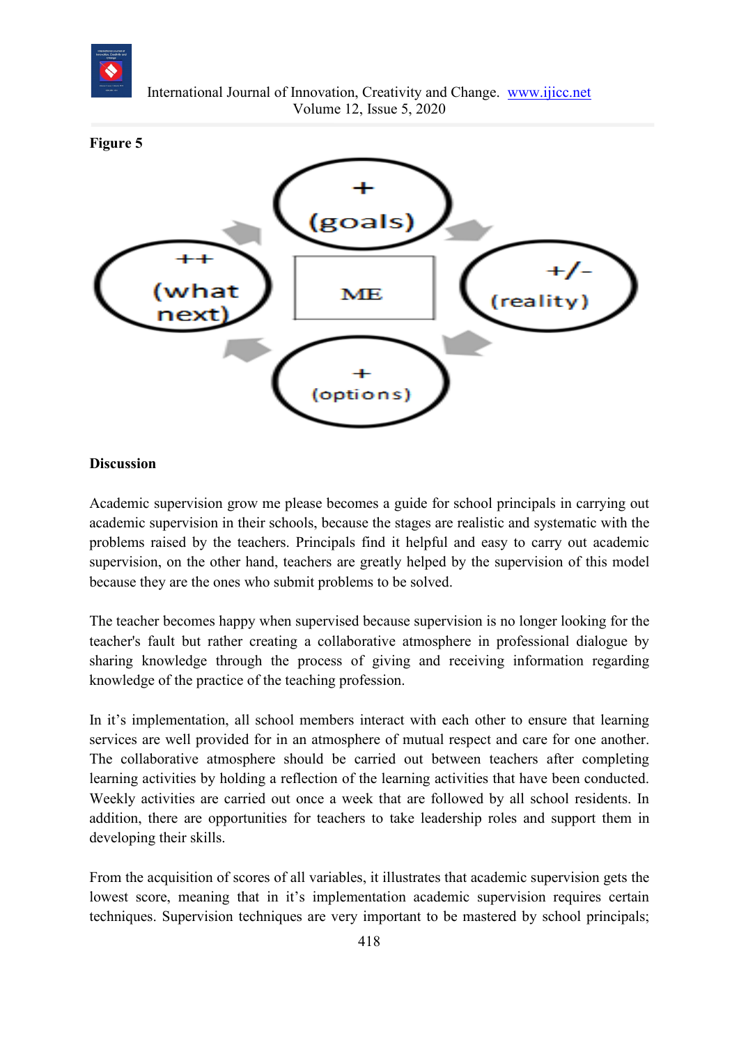**Figure 5**

**Discussion**

Academic supervision grow me please becomes a guide for school principals in carrying out academic supervision in their schools, because the stages are realistic and systematic with the problems raised by the teachers. Principals find it helpful and easy to carry out academic supervision, on the other hand, teachers are greatly helped by the supervision of this model because they are the ones who submit problems to be solved.

The teacher becomes happy when supervised because supervision is no longer looking for the teacher's fault but rather creating a collaborative atmosphere in professional dialogue by sharing knowledge through the process of giving and receiving information regarding knowledge of the practice of the teaching profession.

In it's implementation, all school members interact with each other to ensure that learning services are well provided for in an atmosphere of mutual respect and care for one another. The collaborative atmosphere should be carried out between teachers after completing learning activities by holding a reflection of the learning activities that have been conducted. Weekly activities are carried out once a week that are followed by all school residents. In addition, there are opportunities for teachers to take leadership roles and support them in developing their skills.

From the acquisition of scores of all variables, it illustrates that academic supervision gets the lowest score, meaning that in it's implementation academic supervision requires certain techniques. Supervision techniques are very important to be mastered by school principals;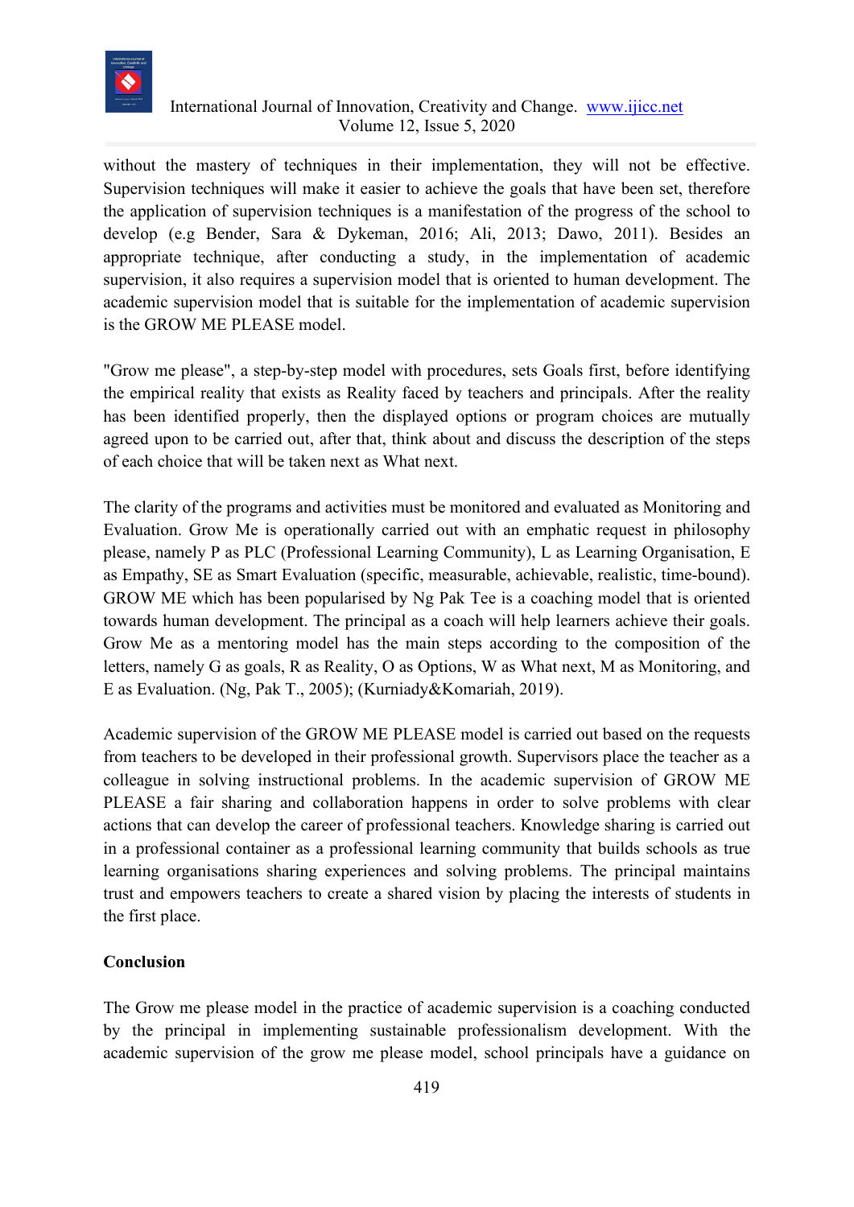without the mastery of techniques in their implementation, they will not be effective. Supervision techniques will make it easier to achieve the goals that have been set, therefore the application of supervision techniques is a manifestation of the progress of the school to develop (e.g Bender, Sara & Dykeman, 2016; Ali, 2013; Dawo, 2011). Besides an appropriate technique, after conducting a study, in the implementation of academic supervision, it also requires a supervision model that is oriented to human development. The academic supervision model that is suitable for the implementation of academic supervision is the GROW ME PLEASE model.

"Grow me please", a step-by-step model with procedures, sets Goals first, before identifying the empirical reality that exists as Reality faced by teachers and principals. After the reality has been identified properly, then the displayed options or program choices are mutually agreed upon to be carried out, after that, think about and discuss the description of the steps of each choice that will be taken next as What next.

The clarity of the programs and activities must be monitored and evaluated as Monitoring and Evaluation. Grow Me is operationally carried out with an emphatic request in philosophy please, namely P as PLC (Professional Learning Community), L as Learning Organisation, E as Empathy, SE as Smart Evaluation (specific, measurable, achievable, realistic, time-bound). GROW ME which has been popularised by Ng Pak Tee is a coaching model that is oriented towards human development. The principal as a coach will help learners achieve their goals. Grow Me as a mentoring model has the main steps according to the composition of the letters, namely G as goals, R as Reality, O as Options, W as What next, M as Monitoring, and E as Evaluation. (Ng, Pak T., 2005); (Kurniady&Komariah, 2019).

Academic supervision of the GROW ME PLEASE model is carried out based on the requests from teachers to be developed in their professional growth. Supervisors place the teacher as a colleague in solving instructional problems. In the academic supervision of GROW ME PLEASE a fair sharing and collaboration happens in order to solve problems with clear actions that can develop the career of professional teachers. Knowledge sharing is carried out in a professional container as a professional learning community that builds schools as true learning organisations sharing experiences and solving problems. The principal maintains trust and empowers teachers to create a shared vision by placing the interests of students in the first place.

## Conclusion

The Grow me please model in the practice of academic supervision is a coaching conducted by the principal in implementing sustainable professionalism development. With the academic supervision of the grow me please model, school principals have a guidance on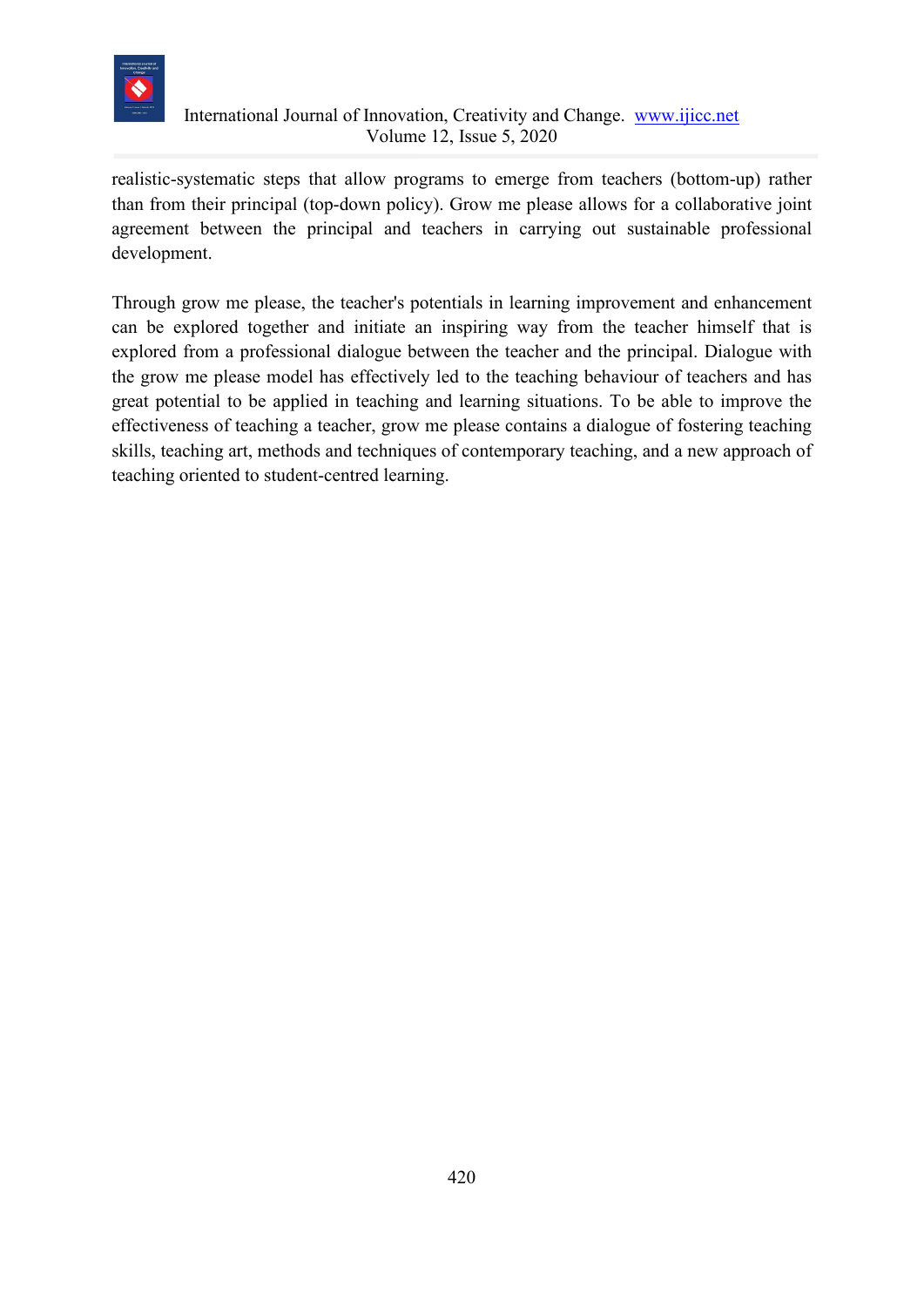realistic-systematic steps that allow programs to emerge from teachers (bottom-up) rather than from their principal (top-down policy). Grow me please allows for a collaborative joint agreement between the principal and teachers in carrying out sustainable professional development.

Through grow me please, the teacher's potentials in learning improvement and enhancement can be explored together and initiate an inspiring way from the teacher himself that is explored from a professional dialogue between the teacher and the principal. Dialogue with the grow me please model has effectively led to the teaching behaviour of teachers and has great potential to be applied in teaching and learning situations. To be able to improve the effectiveness of teaching a teacher, grow me please contains a dialogue of fostering teaching skills, teaching art, methods and techniques of contemporary teaching, and a new approach of teaching oriented to student-centred learning.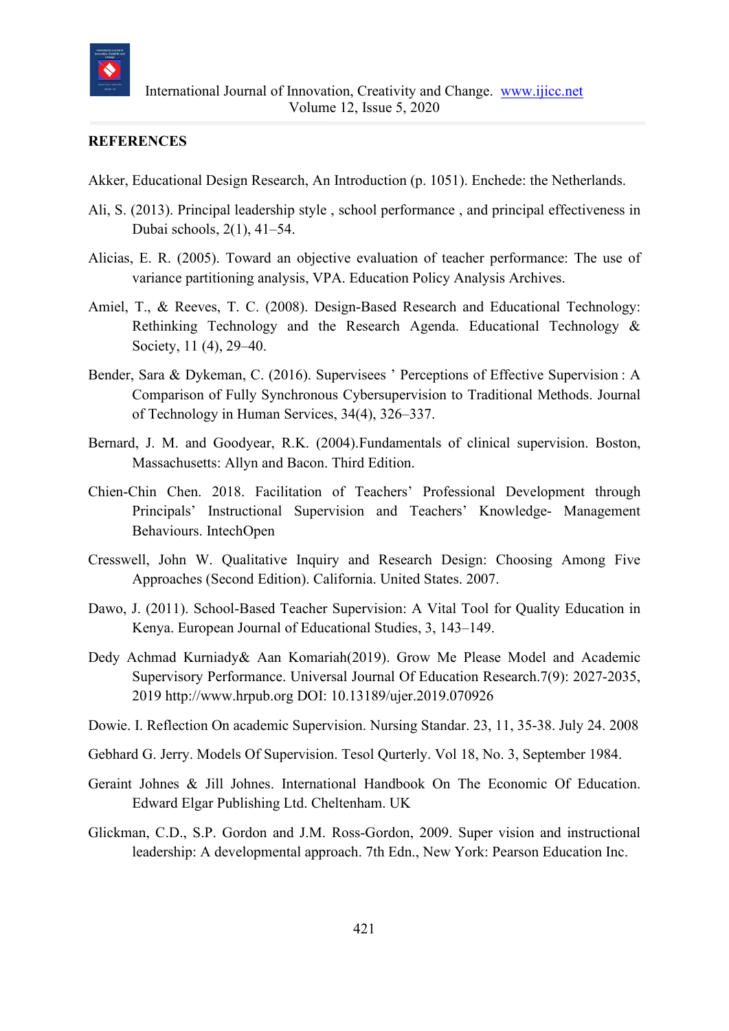## REFERENCES

Akker, Educational Design Research, An Introduction (p. 1051). Enchede: the Netherlands.

Ali, S. (2013). Principal leadership style , school performance , and principal effectiveness in Dubai schools, 2(1), 41–54.

Alicias, E. R. (2005). Toward an objective evaluation of teacher performance: The use of variance partitioning analysis, VPA. Education Policy Analysis Archives.

Amiel, T., & Reeves, T. C. (2008). Design-Based Research and Educational Technology: Rethinking Technology and the Research Agenda. Educational Technology & Society, 11 (4), 29–40.

Bender, Sara & Dykeman, C. (2016). Supervisees ' Perceptions of Effective Supervision : A Comparison of Fully Synchronous Cybersupervision to Traditional Methods. Journal of Technology in Human Services, 34(4), 326–337.

Bernard, J. M. and Goodyear, R.K. (2004).Fundamentals of clinical supervision. Boston, Massachusetts: Allyn and Bacon. Third Edition.

Chien-Chin Chen. 2018. Facilitation of Teachers' Professional Development through Principals' Instructional Supervision and Teachers' Knowledge- Management Behaviours. IntechOpen

Cresswell, John W. Qualitative Inquiry and Research Design: Choosing Among Five Approaches (Second Edition). California. United States. 2007.

Dawo, J. (2011). School-Based Teacher Supervision: A Vital Tool for Quality Education in Kenya. European Journal of Educational Studies, 3, 143–149.

Dedy Achmad Kurniady& Aan Komariah(2019). Grow Me Please Model and Academic Supervisory Performance. Universal Journal Of Education Research.7(9): 2027-2035, 2019 http://www.hrpub.org DOI: 10.13189/ujer.2019.070926

Dowie. I. Reflection On academic Supervision. Nursing Standar. 23, 11, 35-38. July 24. 2008

Gebhard G. Jerry. Models Of Supervision. Tesol Qurterly. Vol 18, No. 3, September 1984.

Geraint Johnes & Jill Johnes. International Handbook On The Economic Of Education. Edward Elgar Publishing Ltd. Cheltenham. UK

Glickman, C.D., S.P. Gordon and J.M. Ross-Gordon, 2009. Super vision and instructional leadership: A developmental approach. 7th Edn., New York: Pearson Education Inc.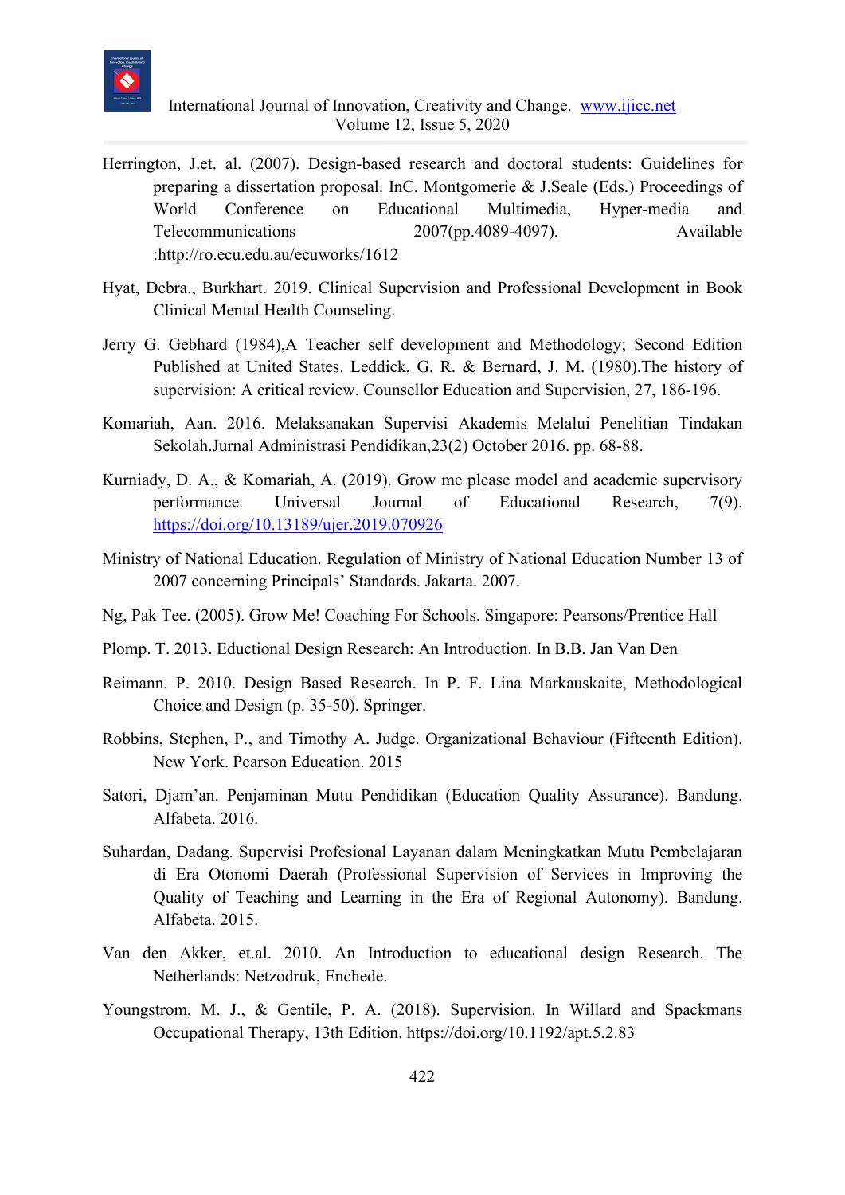Herrington, J.et. al. (2007). Design-based research and doctoral students: Guidelines for preparing a dissertation proposal. InC. Montgomerie & J.Seale (Eds.) Proceedings of World Conference on Educational Multimedia, Hyper-media and Telecommunications 2007(pp.4089-4097). Available :http://ro.ecu.edu.au/ecuworks/1612

Hyat, Debra., Burkhart. 2019. Clinical Supervision and Professional Development in Book Clinical Mental Health Counseling.

Jerry G. Gebhard (1984),A Teacher self development and Methodology; Second Edition Published at United States. Leddick, G. R. & Bernard, J. M. (1980).The history of supervision: A critical review. Counsellor Education and Supervision, 27, 186-196.

Komariah, Aan. 2016. Melaksanakan Supervisi Akademis Melalui Penelitian Tindakan Sekolah.Jurnal Administrasi Pendidikan,23(2) October 2016. pp. 68-88.

Kurniady, D. A., & Komariah, A. (2019). Grow me please model and academic supervisory performance. Universal Journal of Educational Research, 7(9). https://doi.org/10.13189/ujer.2019.070926

Ministry of National Education. Regulation of Ministry of National Education Number 13 of 2007 concerning Principals' Standards. Jakarta. 2007.

Ng, Pak Tee. (2005). Grow Me! Coaching For Schools. Singapore: Pearsons/Prentice Hall

Plomp. T. 2013. Eductional Design Research: An Introduction. In B.B. Jan Van Den

Reimann. P. 2010. Design Based Research. In P. F. Lina Markauskaite, Methodological Choice and Design (p. 35-50). Springer.

Robbins, Stephen, P., and Timothy A. Judge. Organizational Behaviour (Fifteenth Edition). New York. Pearson Education. 2015

Satori, Djam'an. Penjaminan Mutu Pendidikan (Education Quality Assurance). Bandung. Alfabeta. 2016.

Suhardan, Dadang. Supervisi Profesional Layanan dalam Meningkatkan Mutu Pembelajaran di Era Otonomi Daerah (Professional Supervision of Services in Improving the Quality of Teaching and Learning in the Era of Regional Autonomy). Bandung. Alfabeta. 2015.

Van den Akker, et.al. 2010. An Introduction to educational design Research. The Netherlands: Netzodruk, Enchede.

Youngstrom, M. J., & Gentile, P. A. (2018). Supervision. In Willard and Spackmans Occupational Therapy, 13th Edition. https://doi.org/10.1192/apt.5.2.83